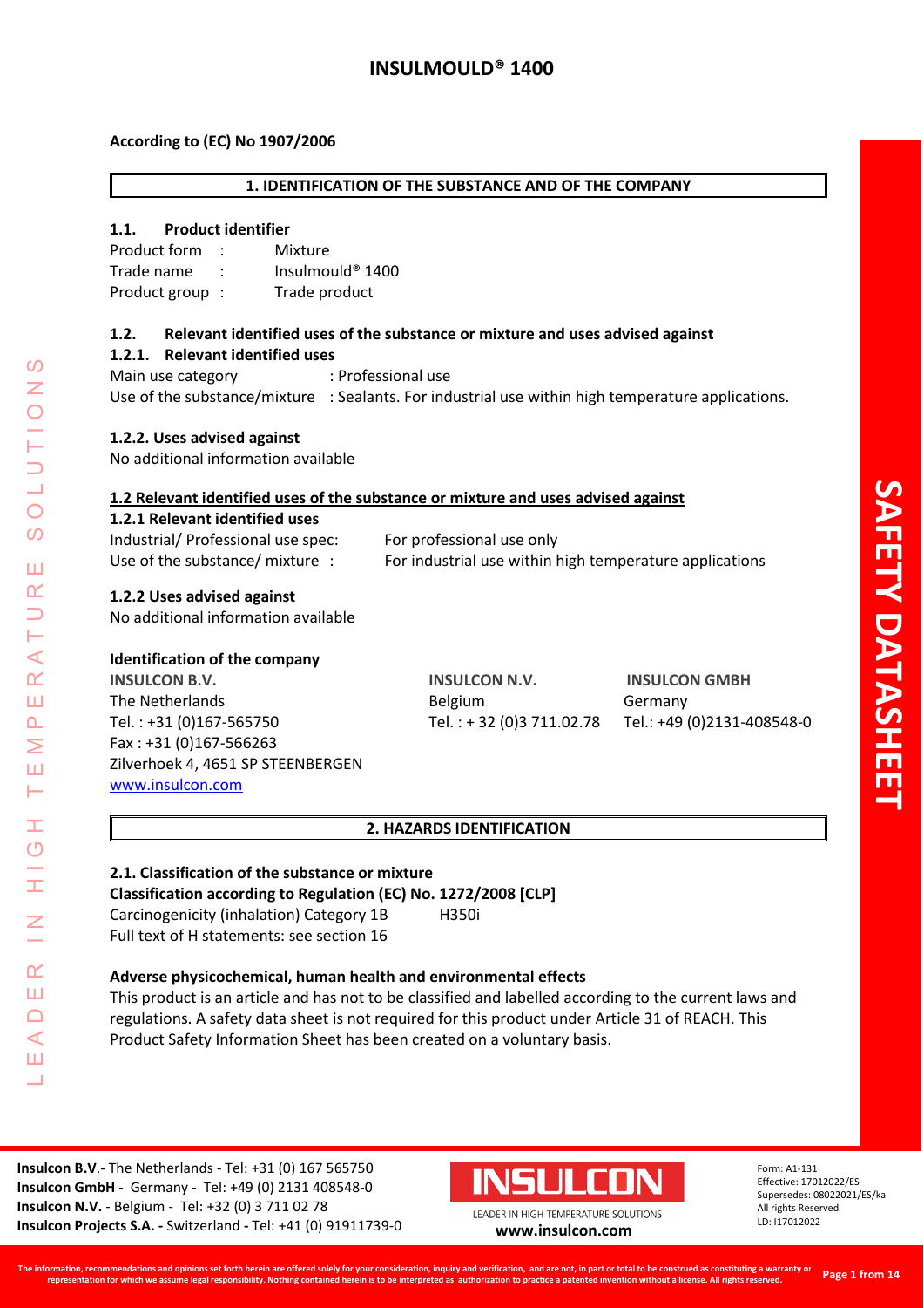# INSULMOULD® 1400

**According to (EC) No 1907/2006**

## 1. IDENTIFICATION OF THE SUBSTANCE AND OF THE COMPANY

### 1.1. Product identifier

Product form : Mixture
Trade name : Insulmould® 1400
Product group : Trade product

### 1.2. Relevant identified uses of the substance or mixture and uses advised against

#### 1.2.1. Relevant identified uses

Main use category : Professional use
Use of the substance/mixture : Sealants. For industrial use within high temperature applications.

#### 1.2.2. Uses advised against

No additional information available

### 1.2 Relevant identified uses of the substance or mixture and uses advised against

#### 1.2.1 Relevant identified uses

Industrial/ Professional use spec: For professional use only
Use of the substance/ mixture : For industrial use within high temperature applications

#### 1.2.2 Uses advised against

No additional information available

### Identification of the company

**INSULCON B.V.**
The Netherlands
Tel. : +31 (0)167-565750
Fax : +31 (0)167-566263
Zilverhoek 4, 4651 SP STEENBERGEN
www.insulcon.com

**INSULCON N.V.**
Belgium
Tel. : + 32 (0)3 711.02.78

**INSULCON GMBH**
Germany
Tel.: +49 (0)2131-408548-0

## 2. HAZARDS IDENTIFICATION

### 2.1. Classification of the substance or mixture

**Classification according to Regulation (EC) No. 1272/2008 [CLP]**

Carcinogenicity (inhalation) Category 1B H350i
Full text of H statements: see section 16

### Adverse physicochemical, human health and environmental effects

This product is an article and has not to be classified and labelled according to the current laws and regulations. A safety data sheet is not required for this product under Article 31 of REACH. This Product Safety Information Sheet has been created on a voluntary basis.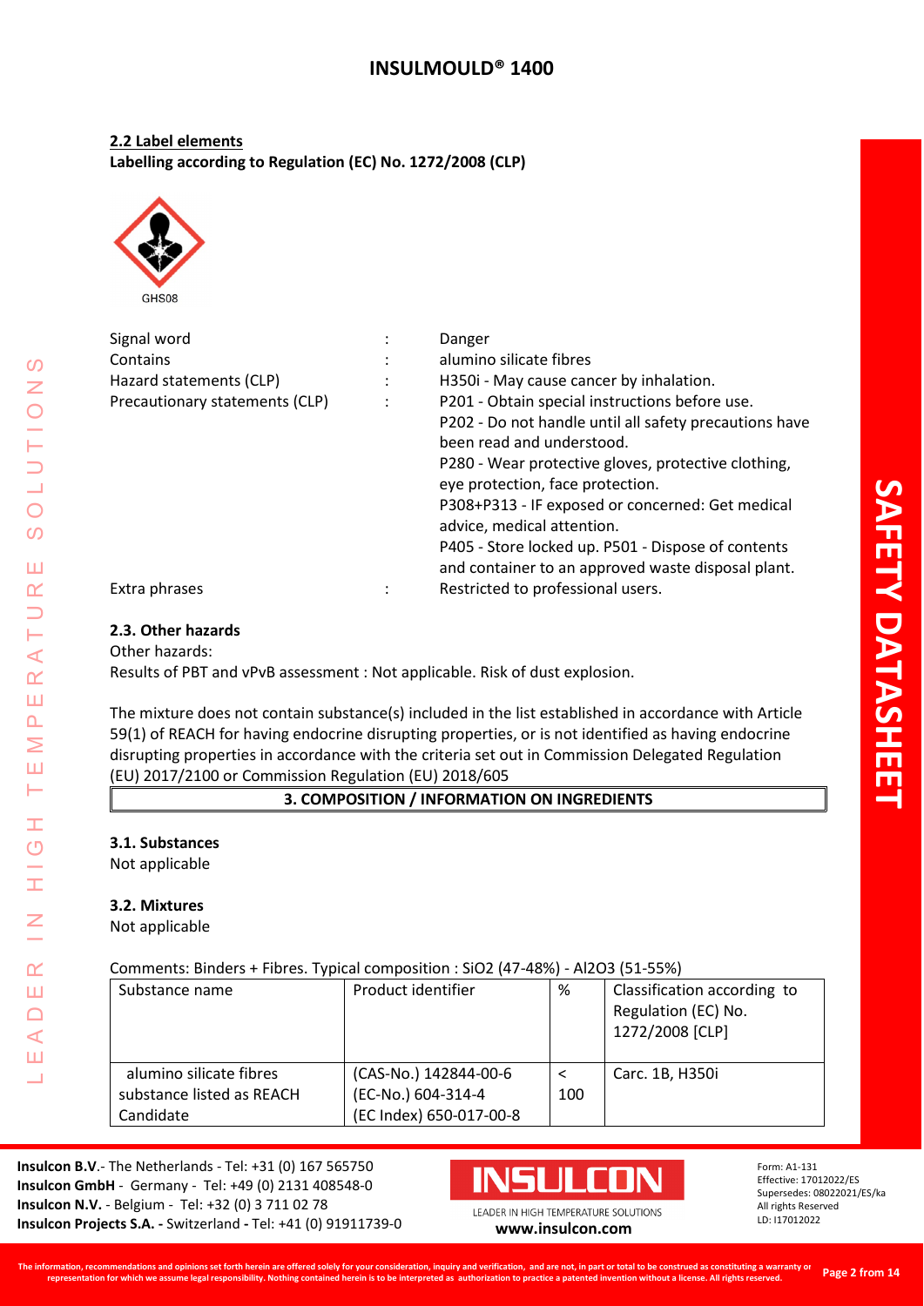### 2.2 Label elements

**Labelling according to Regulation (EC) No. 1272/2008 (CLP)**

GHS08

| | | |
|---|---|---|
| Signal word | : | Danger |
| Contains | : | alumino silicate fibres |
| Hazard statements (CLP) | : | H350i - May cause cancer by inhalation. |
| Precautionary statements (CLP) | : | P201 - Obtain special instructions before use.<br>P202 - Do not handle until all safety precautions have been read and understood.<br>P280 - Wear protective gloves, protective clothing, eye protection, face protection.<br>P308+P313 - IF exposed or concerned: Get medical advice, medical attention.<br>P405 - Store locked up. P501 - Dispose of contents and container to an approved waste disposal plant. |
| Extra phrases | : | Restricted to professional users. |

### 2.3. Other hazards

Other hazards:

Results of PBT and vPvB assessment : Not applicable. Risk of dust explosion.

The mixture does not contain substance(s) included in the list established in accordance with Article 59(1) of REACH for having endocrine disrupting properties, or is not identified as having endocrine disrupting properties in accordance with the criteria set out in Commission Delegated Regulation (EU) 2017/2100 or Commission Regulation (EU) 2018/605

## 3. COMPOSITION / INFORMATION ON INGREDIENTS

### 3.1. Substances

Not applicable

### 3.2. Mixtures

Not applicable

Comments: Binders + Fibres. Typical composition : $SiO_2$ (47-48%) - $Al_2O_3$ (51-55%)

| Substance name | Product identifier | % | Classification according to Regulation (EC) No. 1272/2008 [CLP] |
|---|---|---|---|
| alumino silicate fibres substance listed as REACH Candidate | (CAS-No.) 142844-00-6<br>(EC-No.) 604-314-4<br>(EC Index) 650-017-00-8 | < 100 | Carc. 1B, H350i |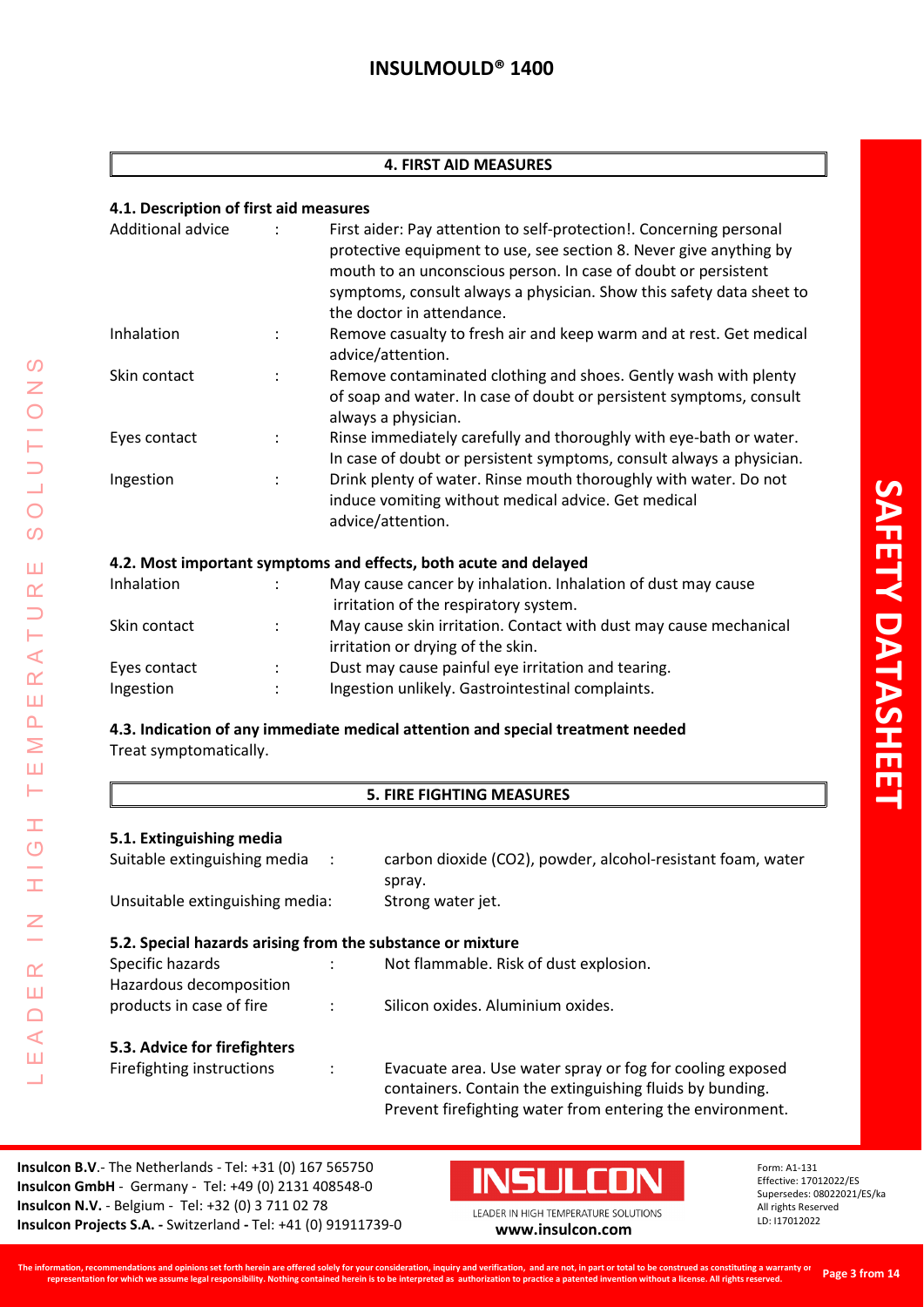## 4. FIRST AID MEASURES

### 4.1. Description of first aid measures

| | | |
|---|---|---|
| Additional advice | : | First aider: Pay attention to self-protection!. Concerning personal protective equipment to use, see section 8. Never give anything by mouth to an unconscious person. In case of doubt or persistent symptoms, consult always a physician. Show this safety data sheet to the doctor in attendance. |
| Inhalation | : | Remove casualty to fresh air and keep warm and at rest. Get medical advice/attention. |
| Skin contact | : | Remove contaminated clothing and shoes. Gently wash with plenty of soap and water. In case of doubt or persistent symptoms, consult always a physician. |
| Eyes contact | : | Rinse immediately carefully and thoroughly with eye-bath or water. In case of doubt or persistent symptoms, consult always a physician. |
| Ingestion | : | Drink plenty of water. Rinse mouth thoroughly with water. Do not induce vomiting without medical advice. Get medical advice/attention. |

### 4.2. Most important symptoms and effects, both acute and delayed

| | | |
|---|---|---|
| Inhalation | : | May cause cancer by inhalation. Inhalation of dust may cause irritation of the respiratory system. |
| Skin contact | : | May cause skin irritation. Contact with dust may cause mechanical irritation or drying of the skin. |
| Eyes contact | : | Dust may cause painful eye irritation and tearing. |
| Ingestion | : | Ingestion unlikely. Gastrointestinal complaints. |

### 4.3. Indication of any immediate medical attention and special treatment needed

Treat symptomatically.

## 5. FIRE FIGHTING MEASURES

### 5.1. Extinguishing media

| | | |
|---|---|---|
| Suitable extinguishing media | : | carbon dioxide ($CO_2$), powder, alcohol-resistant foam, water spray. |
| Unsuitable extinguishing media: | | Strong water jet. |

### 5.2. Special hazards arising from the substance or mixture

| | | |
|---|---|---|
| Specific hazards | : | Not flammable. Risk of dust explosion. |
| Hazardous decomposition products in case of fire | : | Silicon oxides. Aluminium oxides. |

### 5.3. Advice for firefighters

| | | |
|---|---|---|
| Firefighting instructions | : | Evacuate area. Use water spray or fog for cooling exposed containers. Contain the extinguishing fluids by bunding. Prevent firefighting water from entering the environment. |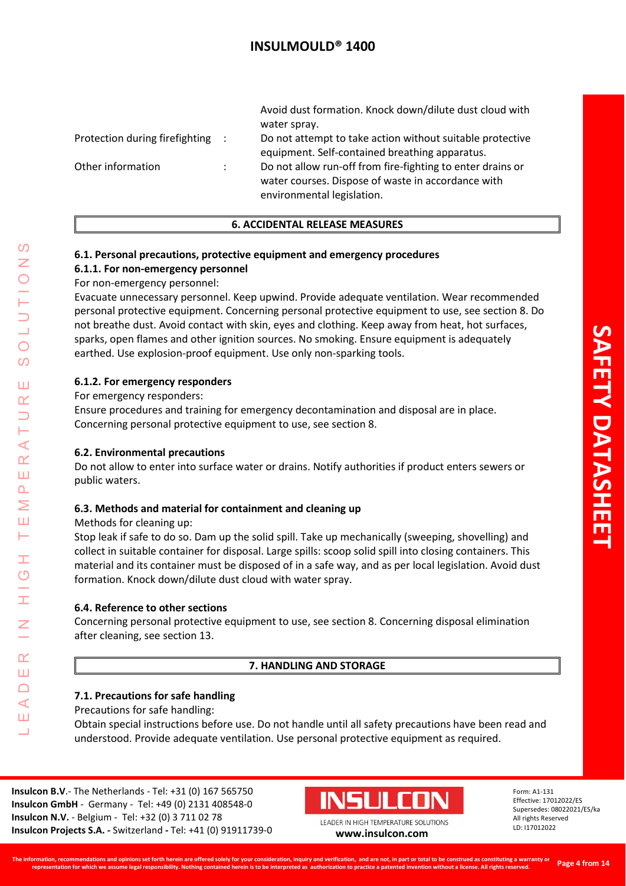| | | |
|---|---|---|
| | | Avoid dust formation. Knock down/dilute dust cloud with water spray. |
| Protection during firefighting | : | Do not attempt to take action without suitable protective equipment. Self-contained breathing apparatus. |
| Other information | : | Do not allow run-off from fire-fighting to enter drains or water courses. Dispose of waste in accordance with environmental legislation. |

## 6. ACCIDENTAL RELEASE MEASURES

### 6.1. Personal precautions, protective equipment and emergency procedures

#### 6.1.1. For non-emergency personnel

For non-emergency personnel:

Evacuate unnecessary personnel. Keep upwind. Provide adequate ventilation. Wear recommended personal protective equipment. Concerning personal protective equipment to use, see section 8. Do not breathe dust. Avoid contact with skin, eyes and clothing. Keep away from heat, hot surfaces, sparks, open flames and other ignition sources. No smoking. Ensure equipment is adequately earthed. Use explosion-proof equipment. Use only non-sparking tools.

#### 6.1.2. For emergency responders

For emergency responders:

Ensure procedures and training for emergency decontamination and disposal are in place. Concerning personal protective equipment to use, see section 8.

### 6.2. Environmental precautions

Do not allow to enter into surface water or drains. Notify authorities if product enters sewers or public waters.

### 6.3. Methods and material for containment and cleaning up

Methods for cleaning up:

Stop leak if safe to do so. Dam up the solid spill. Take up mechanically (sweeping, shovelling) and collect in suitable container for disposal. Large spills: scoop solid spill into closing containers. This material and its container must be disposed of in a safe way, and as per local legislation. Avoid dust formation. Knock down/dilute dust cloud with water spray.

### 6.4. Reference to other sections

Concerning personal protective equipment to use, see section 8. Concerning disposal elimination after cleaning, see section 13.

## 7. HANDLING AND STORAGE

### 7.1. Precautions for safe handling

Precautions for safe handling:

Obtain special instructions before use. Do not handle until all safety precautions have been read and understood. Provide adequate ventilation. Use personal protective equipment as required.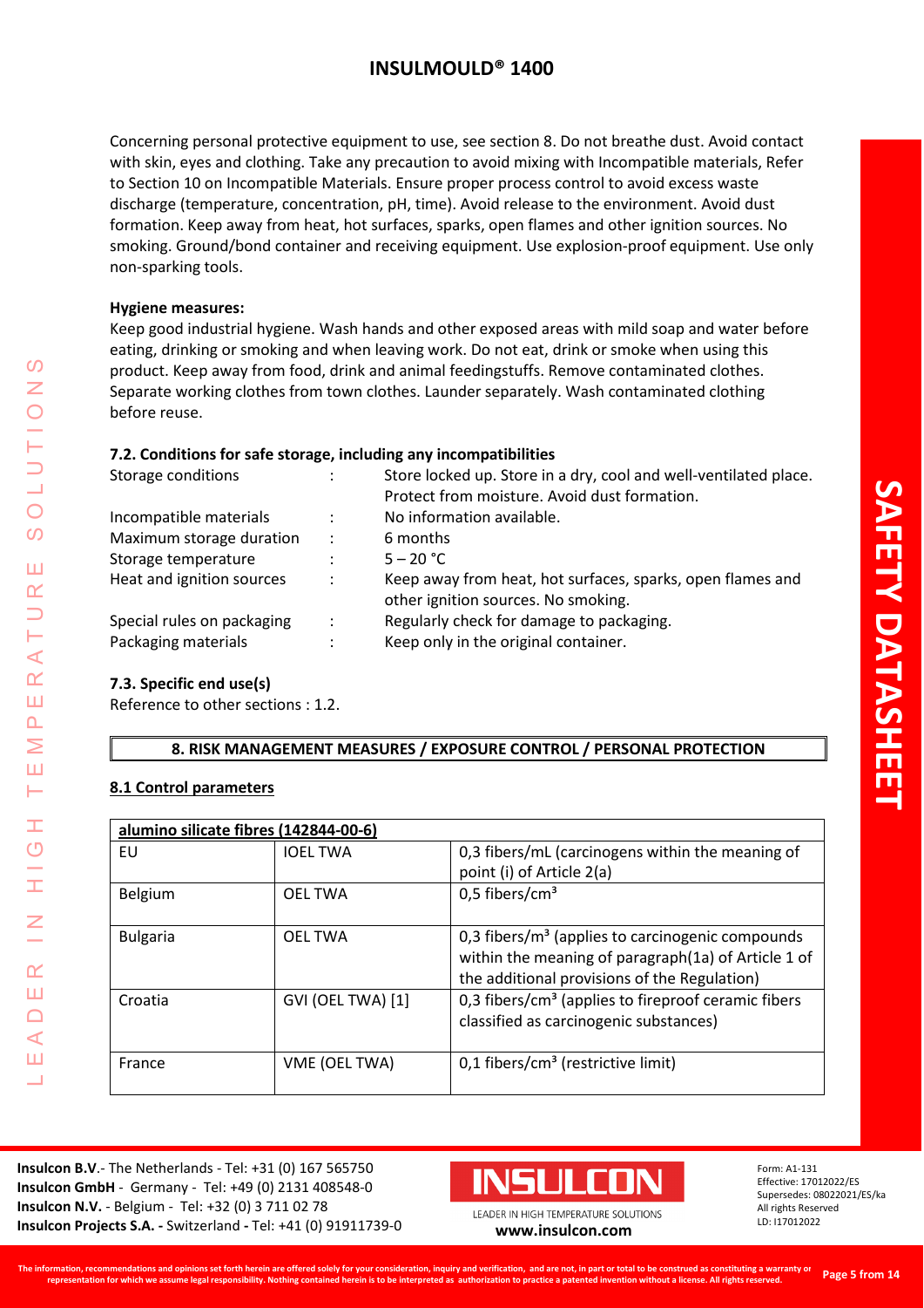Concerning personal protective equipment to use, see section 8. Do not breathe dust. Avoid contact with skin, eyes and clothing. Take any precaution to avoid mixing with Incompatible materials, Refer to Section 10 on Incompatible Materials. Ensure proper process control to avoid excess waste discharge (temperature, concentration, pH, time). Avoid release to the environment. Avoid dust formation. Keep away from heat, hot surfaces, sparks, open flames and other ignition sources. No smoking. Ground/bond container and receiving equipment. Use explosion-proof equipment. Use only non-sparking tools.

**Hygiene measures:**

Keep good industrial hygiene. Wash hands and other exposed areas with mild soap and water before eating, drinking or smoking and when leaving work. Do not eat, drink or smoke when using this product. Keep away from food, drink and animal feedingstuffs. Remove contaminated clothes. Separate working clothes from town clothes. Launder separately. Wash contaminated clothing before reuse.

### 7.2. Conditions for safe storage, including any incompatibilities

| | | |
|---|---|---|
| Storage conditions | : | Store locked up. Store in a dry, cool and well-ventilated place. Protect from moisture. Avoid dust formation. |
| Incompatible materials | : | No information available. |
| Maximum storage duration | : | 6 months |
| Storage temperature | : | 5 – 20 °C |
| Heat and ignition sources | : | Keep away from heat, hot surfaces, sparks, open flames and other ignition sources. No smoking. |
| Special rules on packaging | : | Regularly check for damage to packaging. |
| Packaging materials | : | Keep only in the original container. |

### 7.3. Specific end use(s)

Reference to other sections : 1.2.

## 8. RISK MANAGEMENT MEASURES / EXPOSURE CONTROL / PERSONAL PROTECTION

### 8.1 Control parameters

| alumino silicate fibres (142844-00-6) | | |
|---|---|---|
| EU | IOEL TWA | 0,3 fibers/mL (carcinogens within the meaning of point (i) of Article 2(a) |
| Belgium | OEL TWA | 0,5 fibers/cm³ |
| Bulgaria | OEL TWA | 0,3 fibers/m³ (applies to carcinogenic compounds within the meaning of paragraph(1a) of Article 1 of the additional provisions of the Regulation) |
| Croatia | GVI (OEL TWA) [1] | 0,3 fibers/cm³ (applies to fireproof ceramic fibers classified as carcinogenic substances) |
| France | VME (OEL TWA) | 0,1 fibers/cm³ (restrictive limit) |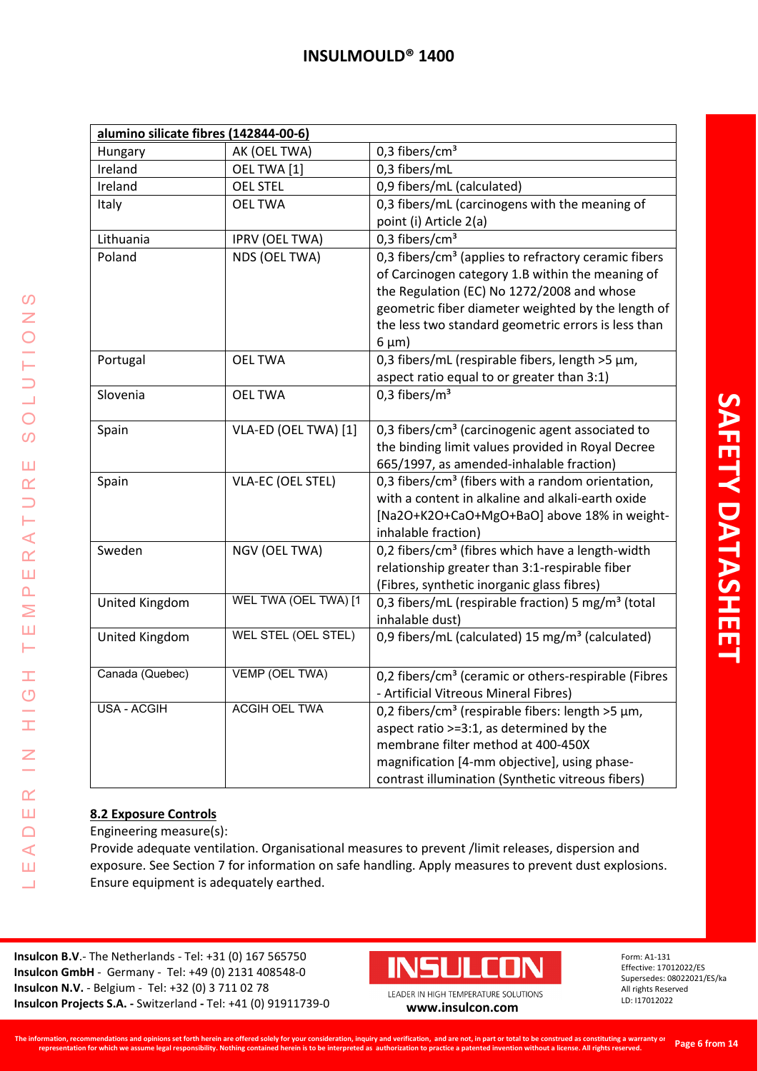| alumino silicate fibres (142844-00-6) | | |
|---|---|---|
| Hungary | AK (OEL TWA) | 0,3 fibers/cm³ |
| Ireland | OEL TWA [1] | 0,3 fibers/mL |
| Ireland | OEL STEL | 0,9 fibers/mL (calculated) |
| Italy | OEL TWA | 0,3 fibers/mL (carcinogens with the meaning of point (i) Article 2(a) |
| Lithuania | IPRV (OEL TWA) | 0,3 fibers/cm³ |
| Poland | NDS (OEL TWA) | 0,3 fibers/cm³ (applies to refractory ceramic fibers of Carcinogen category 1.B within the meaning of the Regulation (EC) No 1272/2008 and whose geometric fiber diameter weighted by the length of the less two standard geometric errors is less than 6 µm) |
| Portugal | OEL TWA | 0,3 fibers/mL (respirable fibers, length >5 µm, aspect ratio equal to or greater than 3:1) |
| Slovenia | OEL TWA | 0,3 fibers/m³ |
| Spain | VLA-ED (OEL TWA) [1] | 0,3 fibers/cm³ (carcinogenic agent associated to the binding limit values provided in Royal Decree 665/1997, as amended-inhalable fraction) |
| Spain | VLA-EC (OEL STEL) | 0,3 fibers/cm³ (fibers with a random orientation, with a content in alkaline and alkali-earth oxide [Na2O+K2O+CaO+MgO+BaO] above 18% in weight-inhalable fraction) |
| Sweden | NGV (OEL TWA) | 0,2 fibers/cm³ (fibres which have a length-width relationship greater than 3:1-respirable fiber (Fibres, synthetic inorganic glass fibres) |
| United Kingdom | WEL TWA (OEL TWA) [1 | 0,3 fibers/mL (respirable fraction) 5 mg/m³ (total inhalable dust) |
| United Kingdom | WEL STEL (OEL STEL) | 0,9 fibers/mL (calculated) 15 mg/m³ (calculated) |
| Canada (Quebec) | VEMP (OEL TWA) | 0,2 fibers/cm³ (ceramic or others-respirable (Fibres - Artificial Vitreous Mineral Fibres) |
| USA - ACGIH | ACGIH OEL TWA | 0,2 fibers/cm³ (respirable fibers: length >5 µm, aspect ratio >=3:1, as determined by the membrane filter method at 400-450X magnification [4-mm objective], using phase-contrast illumination (Synthetic vitreous fibers) |

**8.2 Exposure Controls**

Engineering measure(s):

Provide adequate ventilation. Organisational measures to prevent /limit releases, dispersion and exposure. See Section 7 for information on safe handling. Apply measures to prevent dust explosions. Ensure equipment is adequately earthed.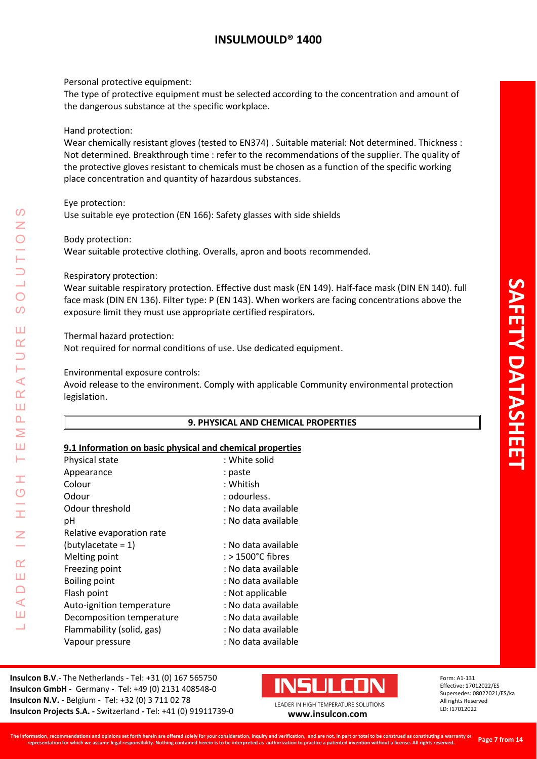Personal protective equipment:
The type of protective equipment must be selected according to the concentration and amount of the dangerous substance at the specific workplace.

Hand protection:
Wear chemically resistant gloves (tested to EN374) . Suitable material: Not determined. Thickness : Not determined. Breakthrough time : refer to the recommendations of the supplier. The quality of the protective gloves resistant to chemicals must be chosen as a function of the specific working place concentration and quantity of hazardous substances.

Eye protection:
Use suitable eye protection (EN 166): Safety glasses with side shields

Body protection:
Wear suitable protective clothing. Overalls, apron and boots recommended.

Respiratory protection:
Wear suitable respiratory protection. Effective dust mask (EN 149). Half-face mask (DIN EN 140). full face mask (DIN EN 136). Filter type: P (EN 143). When workers are facing concentrations above the exposure limit they must use appropriate certified respirators.

Thermal hazard protection:
Not required for normal conditions of use. Use dedicated equipment.

Environmental exposure controls:
Avoid release to the environment. Comply with applicable Community environmental protection legislation.

## 9. PHYSICAL AND CHEMICAL PROPERTIES

### 9.1 Information on basic physical and chemical properties

| | |
|---|---|
| Physical state | : White solid |
| Appearance | : paste |
| Colour | : Whitish |
| Odour | : odourless. |
| Odour threshold | : No data available |
| pH | : No data available |
| Relative evaporation rate (butylacetate = 1) | : No data available |
| Melting point | : > 1500°C fibres |
| Freezing point | : No data available |
| Boiling point | : No data available |
| Flash point | : Not applicable |
| Auto-ignition temperature | : No data available |
| Decomposition temperature | : No data available |
| Flammability (solid, gas) | : No data available |
| Vapour pressure | : No data available |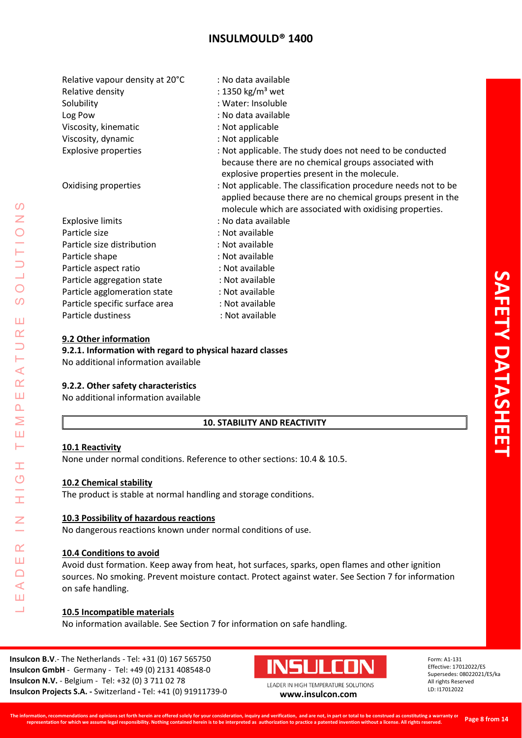| | |
|---|---|
| Relative vapour density at 20°C | : No data available |
| Relative density | : 1350 kg/m³ wet |
| Solubility | : Water: Insoluble |
| Log Pow | : No data available |
| Viscosity, kinematic | : Not applicable |
| Viscosity, dynamic | : Not applicable |
| Explosive properties | : Not applicable. The study does not need to be conducted because there are no chemical groups associated with explosive properties present in the molecule. |
| Oxidising properties | : Not applicable. The classification procedure needs not to be applied because there are no chemical groups present in the molecule which are associated with oxidising properties. |
| Explosive limits | : No data available |
| Particle size | : Not available |
| Particle size distribution | : Not available |
| Particle shape | : Not available |
| Particle aspect ratio | : Not available |
| Particle aggregation state | : Not available |
| Particle agglomeration state | : Not available |
| Particle specific surface area | : Not available |
| Particle dustiness | : Not available |

**9.2 Other information**

**9.2.1. Information with regard to physical hazard classes**

No additional information available

**9.2.2. Other safety characteristics**

No additional information available

## 10. STABILITY AND REACTIVITY

**10.1 Reactivity**

None under normal conditions. Reference to other sections: 10.4 & 10.5.

**10.2 Chemical stability**

The product is stable at normal handling and storage conditions.

**10.3 Possibility of hazardous reactions**

No dangerous reactions known under normal conditions of use.

**10.4 Conditions to avoid**

Avoid dust formation. Keep away from heat, hot surfaces, sparks, open flames and other ignition sources. No smoking. Prevent moisture contact. Protect against water. See Section 7 for information on safe handling.

**10.5 Incompatible materials**

No information available. See Section 7 for information on safe handling.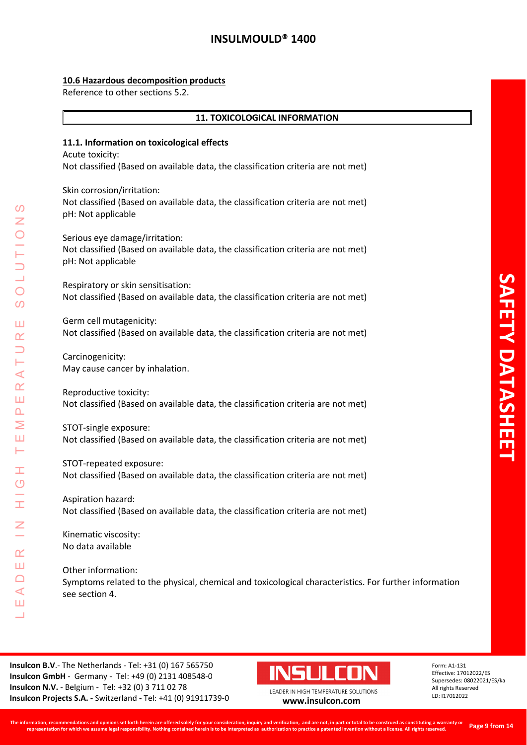### 10.6 Hazardous decomposition products

Reference to other sections 5.2.

## 11. TOXICOLOGICAL INFORMATION

### 11.1. Information on toxicological effects

Acute toxicity:
Not classified (Based on available data, the classification criteria are not met)

Skin corrosion/irritation:
Not classified (Based on available data, the classification criteria are not met)
pH: Not applicable

Serious eye damage/irritation:
Not classified (Based on available data, the classification criteria are not met)
pH: Not applicable

Respiratory or skin sensitisation:
Not classified (Based on available data, the classification criteria are not met)

Germ cell mutagenicity:
Not classified (Based on available data, the classification criteria are not met)

Carcinogenicity:
May cause cancer by inhalation.

Reproductive toxicity:
Not classified (Based on available data, the classification criteria are not met)

STOT-single exposure:
Not classified (Based on available data, the classification criteria are not met)

STOT-repeated exposure:
Not classified (Based on available data, the classification criteria are not met)

Aspiration hazard:
Not classified (Based on available data, the classification criteria are not met)

Kinematic viscosity:
No data available

Other information:
Symptoms related to the physical, chemical and toxicological characteristics. For further information see section 4.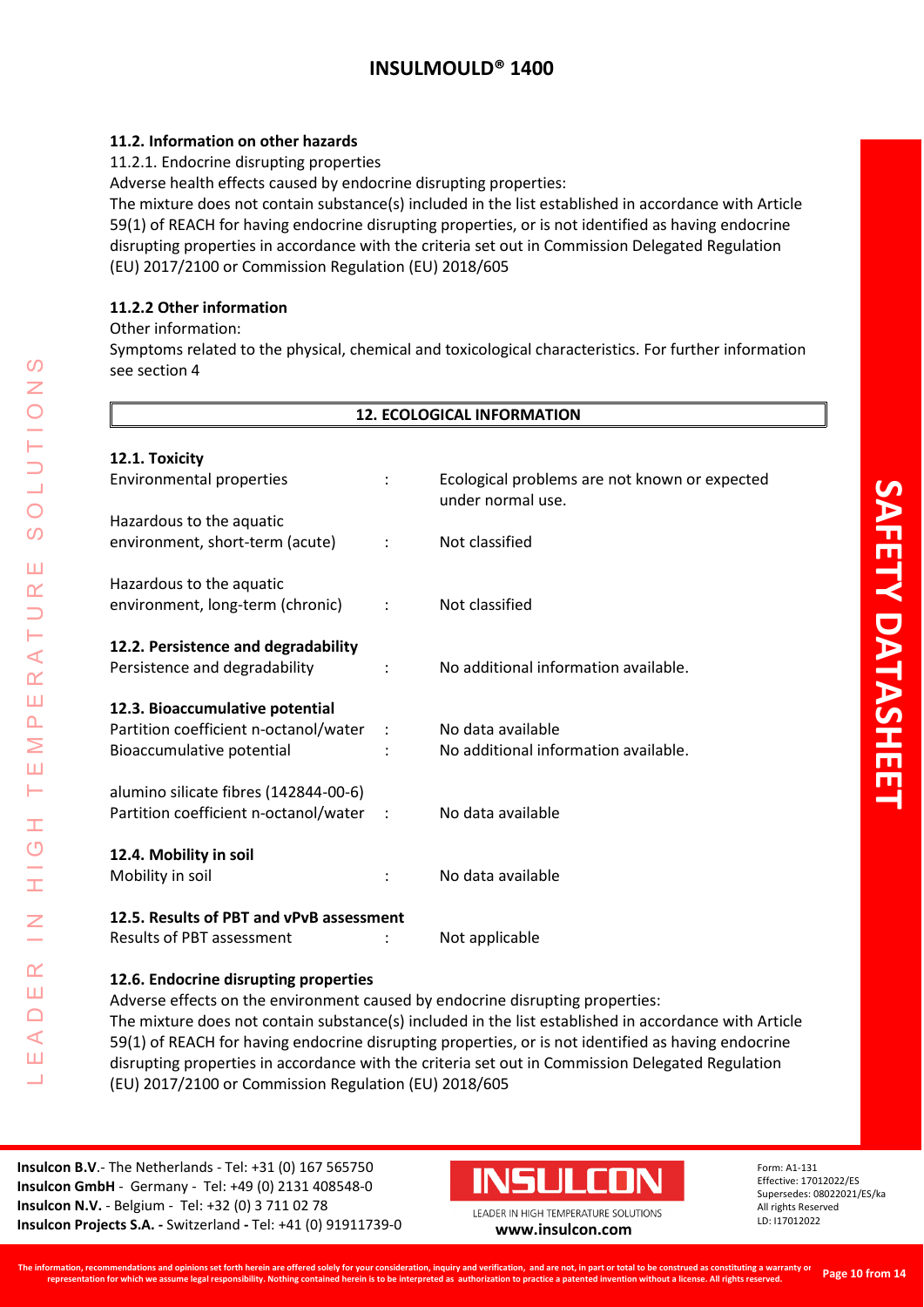### 11.2. Information on other hazards

11.2.1. Endocrine disrupting properties

Adverse health effects caused by endocrine disrupting properties:

The mixture does not contain substance(s) included in the list established in accordance with Article 59(1) of REACH for having endocrine disrupting properties, or is not identified as having endocrine disrupting properties in accordance with the criteria set out in Commission Delegated Regulation (EU) 2017/2100 or Commission Regulation (EU) 2018/605

### 11.2.2 Other information

Other information:

Symptoms related to the physical, chemical and toxicological characteristics. For further information see section 4

## 12. ECOLOGICAL INFORMATION

### 12.1. Toxicity

| | | |
|---|---|---|
| Environmental properties | : | Ecological problems are not known or expected under normal use. |
| Hazardous to the aquatic environment, short-term (acute) | : | Not classified |
| Hazardous to the aquatic environment, long-term (chronic) | : | Not classified |

### 12.2. Persistence and degradability

| | | |
|---|---|---|
| Persistence and degradability | : | No additional information available. |

### 12.3. Bioaccumulative potential

| | | |
|---|---|---|
| Partition coefficient n-octanol/water | : | No data available |
| Bioaccumulative potential | : | No additional information available. |

alumino silicate fibres (142844-00-6)

| | | |
|---|---|---|
| Partition coefficient n-octanol/water | : | No data available |

### 12.4. Mobility in soil

| | | |
|---|---|---|
| Mobility in soil | : | No data available |

### 12.5. Results of PBT and vPvB assessment

| | | |
|---|---|---|
| Results of PBT assessment | : | Not applicable |

### 12.6. Endocrine disrupting properties

Adverse effects on the environment caused by endocrine disrupting properties:

The mixture does not contain substance(s) included in the list established in accordance with Article 59(1) of REACH for having endocrine disrupting properties, or is not identified as having endocrine disrupting properties in accordance with the criteria set out in Commission Delegated Regulation (EU) 2017/2100 or Commission Regulation (EU) 2018/605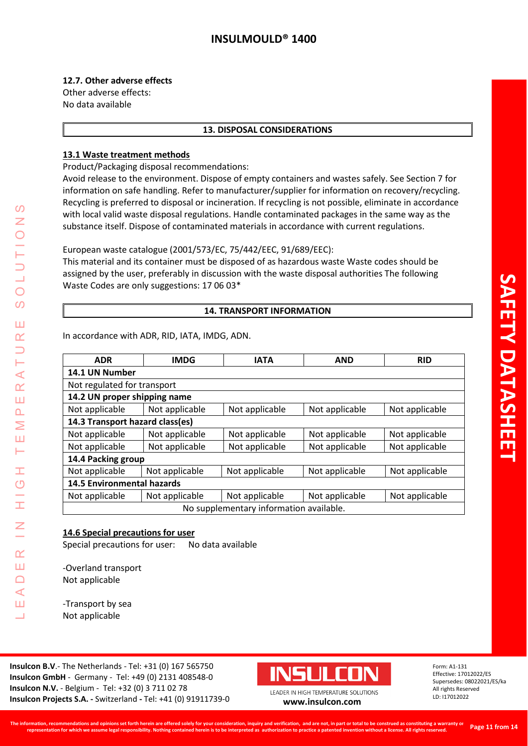### 12.7. Other adverse effects

Other adverse effects:
No data available

## 13. DISPOSAL CONSIDERATIONS

### 13.1 Waste treatment methods

Product/Packaging disposal recommendations:
Avoid release to the environment. Dispose of empty containers and wastes safely. See Section 7 for information on safe handling. Refer to manufacturer/supplier for information on recovery/recycling. Recycling is preferred to disposal or incineration. If recycling is not possible, eliminate in accordance with local valid waste disposal regulations. Handle contaminated packages in the same way as the substance itself. Dispose of contaminated materials in accordance with current regulations.

European waste catalogue (2001/573/EC, 75/442/EEC, 91/689/EEC):
This material and its container must be disposed of as hazardous waste Waste codes should be assigned by the user, preferably in discussion with the waste disposal authorities The following Waste Codes are only suggestions: 17 06 03*

## 14. TRANSPORT INFORMATION

In accordance with ADR, RID, IATA, IMDG, ADN.

| ADR | IMDG | IATA | AND | RID |
|---|---|---|---|---|
| **14.1 UN Number** | | | | |
| Not regulated for transport | | | | |
| **14.2 UN proper shipping name** | | | | |
| Not applicable | Not applicable | Not applicable | Not applicable | Not applicable |
| **14.3 Transport hazard class(es)** | | | | |
| Not applicable | Not applicable | Not applicable | Not applicable | Not applicable |
| Not applicable | Not applicable | Not applicable | Not applicable | Not applicable |
| **14.4 Packing group** | | | | |
| Not applicable | Not applicable | Not applicable | Not applicable | Not applicable |
| **14.5 Environmental hazards** | | | | |
| Not applicable | Not applicable | Not applicable | Not applicable | Not applicable |
| No supplementary information available. | | | | |

### 14.6 Special precautions for user

Special precautions for user: No data available

-Overland transport
Not applicable

-Transport by sea
Not applicable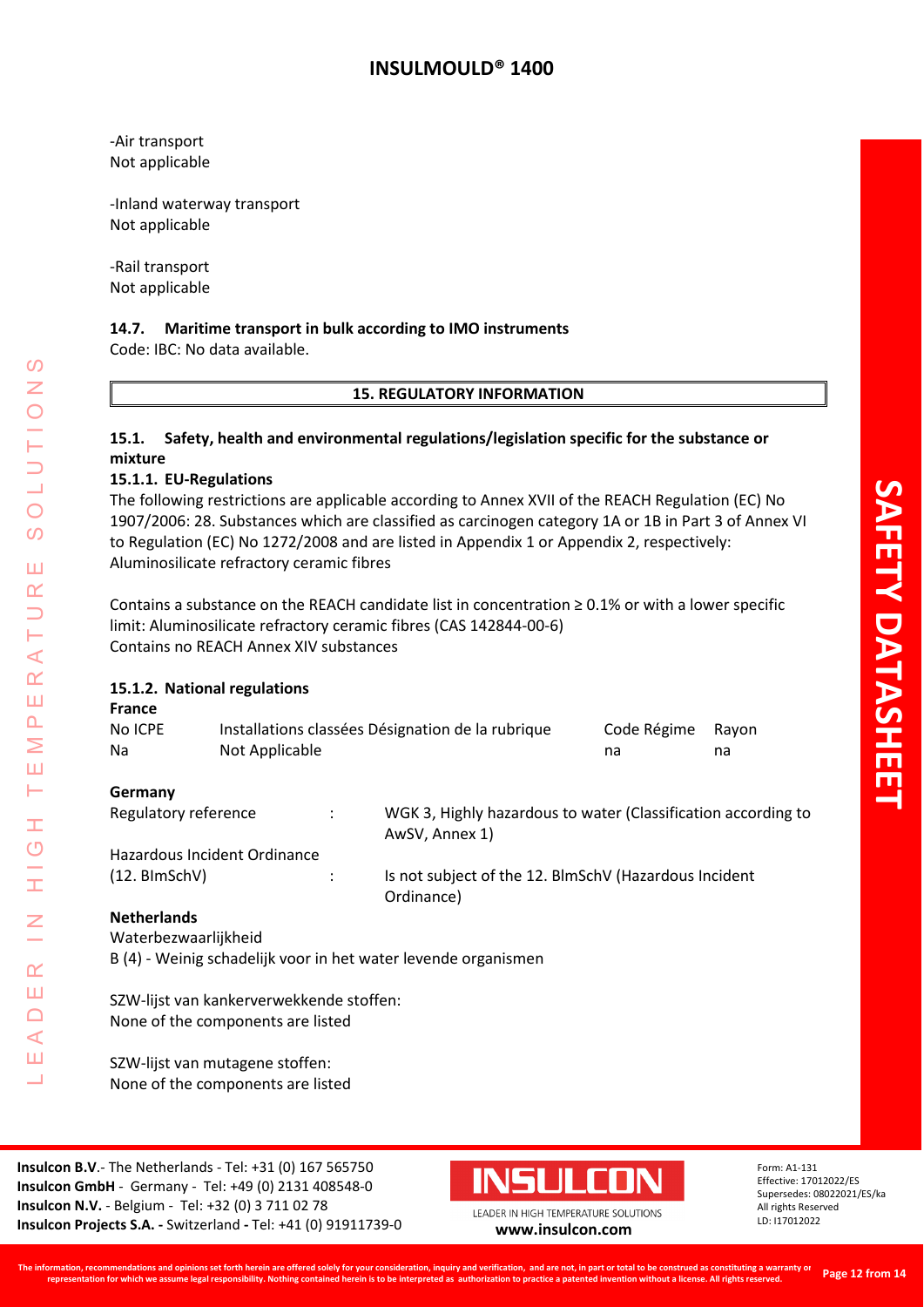-Air transport
Not applicable

-Inland waterway transport
Not applicable

-Rail transport
Not applicable

### 14.7. Maritime transport in bulk according to IMO instruments

Code: IBC: No data available.

## 15. REGULATORY INFORMATION

### 15.1. Safety, health and environmental regulations/legislation specific for the substance or mixture

#### 15.1.1. EU-Regulations

The following restrictions are applicable according to Annex XVII of the REACH Regulation (EC) No 1907/2006: 28. Substances which are classified as carcinogen category 1A or 1B in Part 3 of Annex VI to Regulation (EC) No 1272/2008 and are listed in Appendix 1 or Appendix 2, respectively: Aluminosilicate refractory ceramic fibres

Contains a substance on the REACH candidate list in concentration ≥ 0.1% or with a lower specific limit: Aluminosilicate refractory ceramic fibres (CAS 142844-00-6)
Contains no REACH Annex XIV substances

#### 15.1.2. National regulations

**France**

| No ICPE | Installations classées Désignation de la rubrique | Code Régime | Rayon |
|---|---|---|---|
| Na | Not Applicable | na | na |

**Germany**

| | | |
|---|---|---|
| Regulatory reference | : | WGK 3, Highly hazardous to water (Classification according to AwSV, Annex 1) |
| Hazardous Incident Ordinance (12. BImSchV) | : | Is not subject of the 12. BlmSchV (Hazardous Incident Ordinance) |

**Netherlands**

Waterbezwaarlijkheid
B (4) - Weinig schadelijk voor in het water levende organismen

SZW-lijst van kankerverwekkende stoffen:
None of the components are listed

SZW-lijst van mutagene stoffen:
None of the components are listed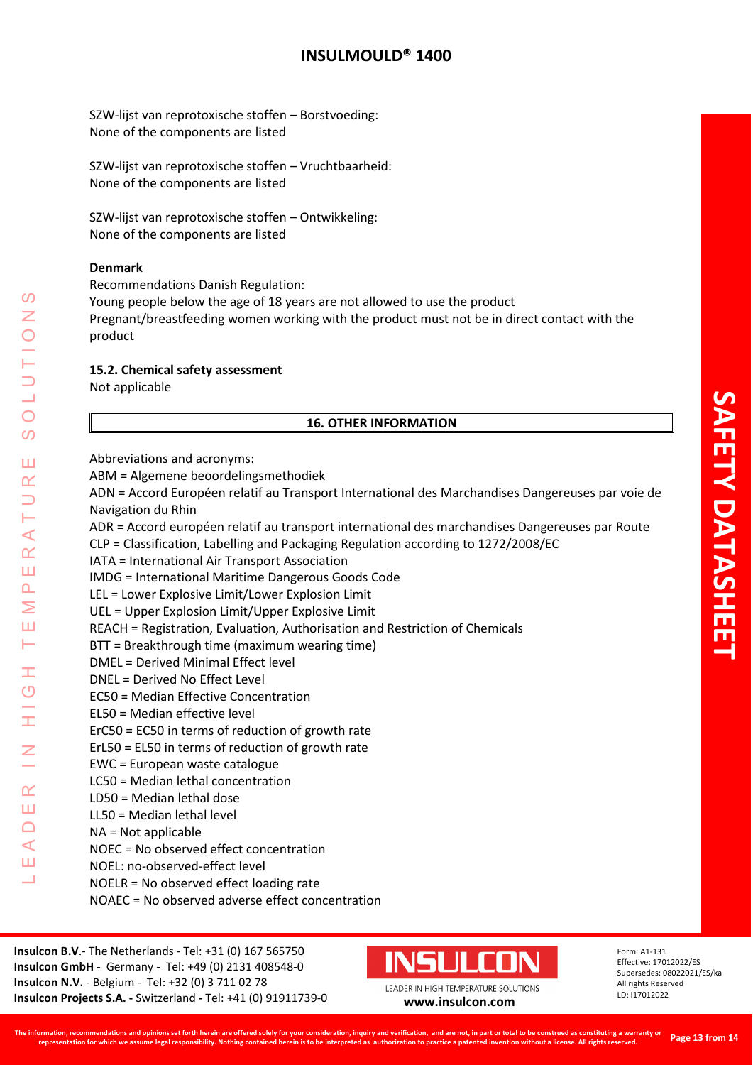SZW-lijst van reprotoxische stoffen – Borstvoeding:
None of the components are listed

SZW-lijst van reprotoxische stoffen – Vruchtbaarheid:
None of the components are listed

SZW-lijst van reprotoxische stoffen – Ontwikkeling:
None of the components are listed

**Denmark**

Recommendations Danish Regulation:
Young people below the age of 18 years are not allowed to use the product
Pregnant/breastfeeding women working with the product must not be in direct contact with the product

**15.2. Chemical safety assessment**

Not applicable

## 16. OTHER INFORMATION

Abbreviations and acronyms:
ABM = Algemene beoordelingsmethodiek
ADN = Accord Européen relatif au Transport International des Marchandises Dangereuses par voie de Navigation du Rhin
ADR = Accord européen relatif au transport international des marchandises Dangereuses par Route
CLP = Classification, Labelling and Packaging Regulation according to 1272/2008/EC
IATA = International Air Transport Association
IMDG = International Maritime Dangerous Goods Code
LEL = Lower Explosive Limit/Lower Explosion Limit
UEL = Upper Explosion Limit/Upper Explosive Limit
REACH = Registration, Evaluation, Authorisation and Restriction of Chemicals
BTT = Breakthrough time (maximum wearing time)
DMEL = Derived Minimal Effect level
DNEL = Derived No Effect Level
EC50 = Median Effective Concentration
EL50 = Median effective level
ErC50 = EC50 in terms of reduction of growth rate
ErL50 = EL50 in terms of reduction of growth rate
EWC = European waste catalogue
LC50 = Median lethal concentration
LD50 = Median lethal dose
LL50 = Median lethal level
NA = Not applicable
NOEC = No observed effect concentration
NOEL: no-observed-effect level
NOELR = No observed effect loading rate
NOAEC = No observed adverse effect concentration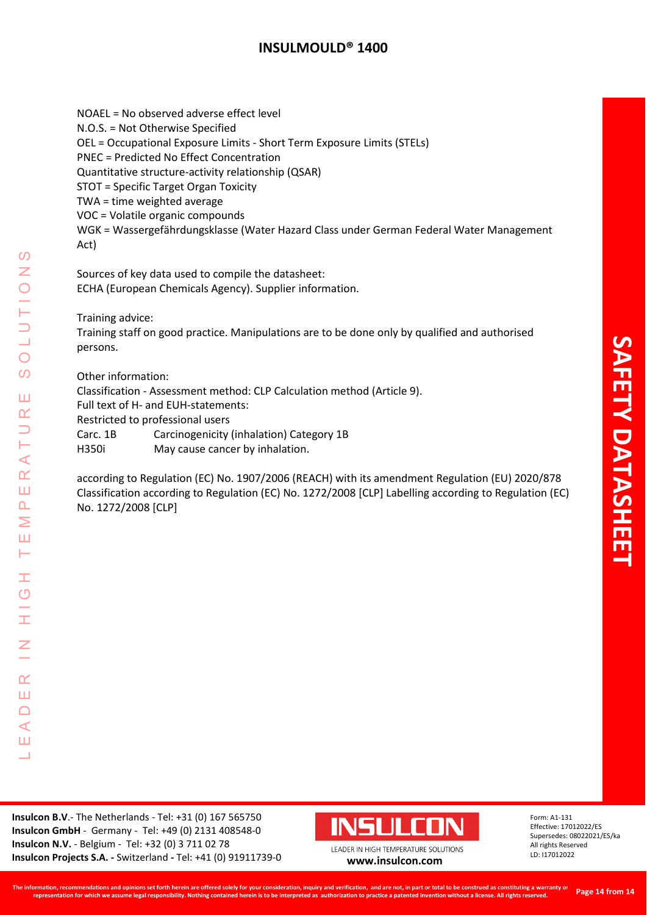NOAEL = No observed adverse effect level
N.O.S. = Not Otherwise Specified
OEL = Occupational Exposure Limits - Short Term Exposure Limits (STELs)
PNEC = Predicted No Effect Concentration
Quantitative structure-activity relationship (QSAR)
STOT = Specific Target Organ Toxicity
TWA = time weighted average
VOC = Volatile organic compounds
WGK = Wassergefährdungsklasse (Water Hazard Class under German Federal Water Management Act)

Sources of key data used to compile the datasheet:
ECHA (European Chemicals Agency). Supplier information.

Training advice:
Training staff on good practice. Manipulations are to be done only by qualified and authorised persons.

Other information:
Classification - Assessment method: CLP Calculation method (Article 9).
Full text of H- and EUH-statements:
Restricted to professional users

| | |
|---|---|
| Carc. 1B | Carcinogenicity (inhalation) Category 1B |
| H350i | May cause cancer by inhalation. |

according to Regulation (EC) No. 1907/2006 (REACH) with its amendment Regulation (EU) 2020/878
Classification according to Regulation (EC) No. 1272/2008 [CLP] Labelling according to Regulation (EC) No. 1272/2008 [CLP]